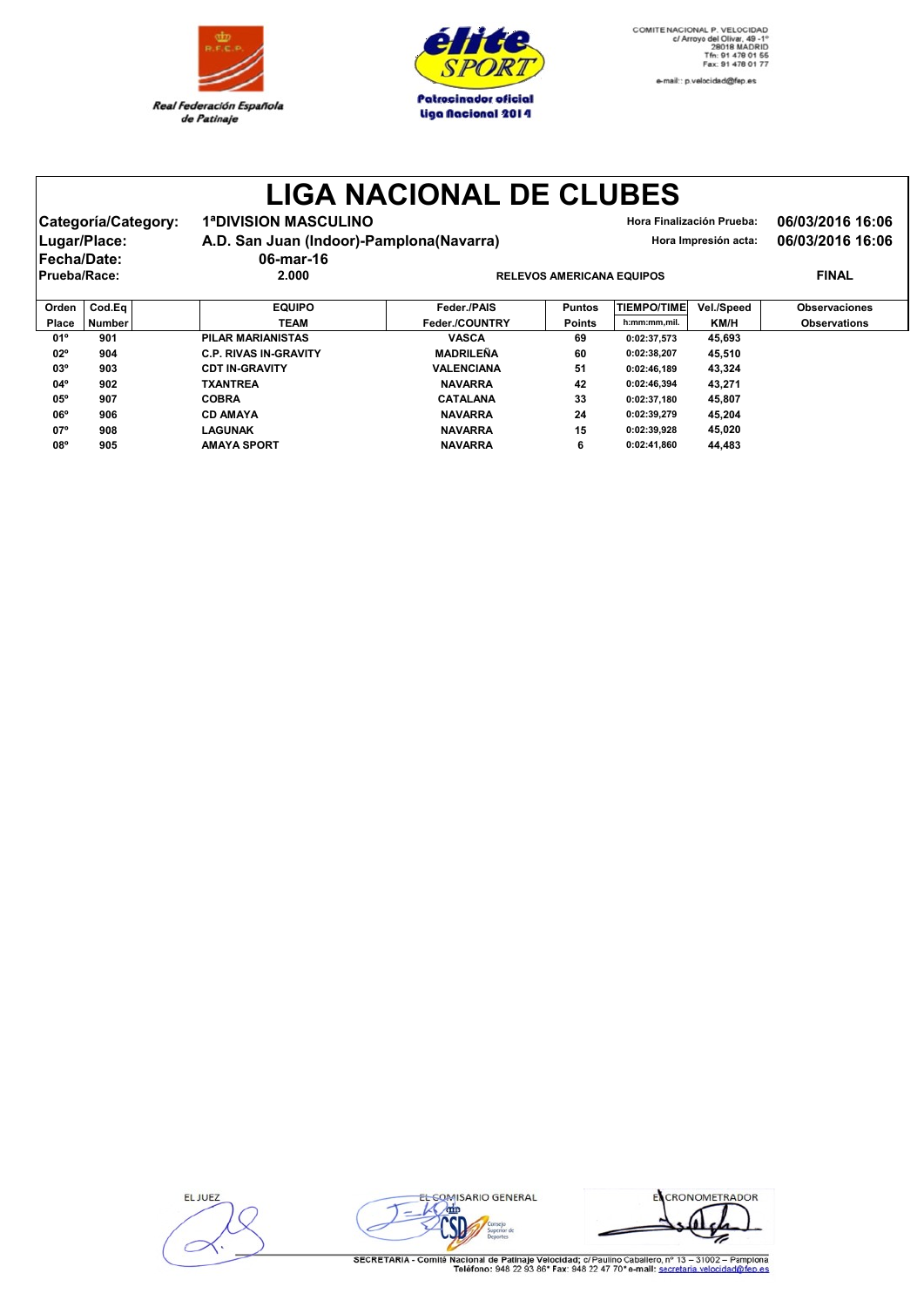Real Federación Española de Patinaje

Patrocinador oficial Liga Nacional 2014

COMITE NACIONAL P. VELOCIDAD
c/ Arroyo del Olivar, 49 -1º
28018 MADRID
Tfn: 91 478 01 55
Fax: 91 478 01 77
e-mail:: p.velocidad@fep.es

# LIGA NACIONAL DE CLUBES

**Categoría/Category:** 1ªDIVISION MASCULINO
**Lugar/Place:** A.D. San Juan (Indoor)-Pamplona(Navarra)
**Fecha/Date:** 06-mar-16
**Prueba/Race:** 2.000 — RELEVOS AMERICANA EQUIPOS — FINAL

**Hora Finalización Prueba:** 06/03/2016 16:06
**Hora Impresión acta:** 06/03/2016 16:06

| Orden Place | Cod.Eq Number | EQUIPO TEAM | Feder./PAIS Feder./COUNTRY | Puntos Points | TIEMPO/TIME h:mm:mm,mil. | Vel./Speed KM/H | Observaciones Observations |
|---|---|---|---|---|---|---|---|
| 01º | 901 | PILAR MARIANISTAS | VASCA | 69 | 0:02:37,573 | 45,693 | |
| 02º | 904 | C.P. RIVAS IN-GRAVITY | MADRILEÑA | 60 | 0:02:38,207 | 45,510 | |
| 03º | 903 | CDT IN-GRAVITY | VALENCIANA | 51 | 0:02:46,189 | 43,324 | |
| 04º | 902 | TXANTREA | NAVARRA | 42 | 0:02:46,394 | 43,271 | |
| 05º | 907 | COBRA | CATALANA | 33 | 0:02:37,180 | 45,807 | |
| 06º | 906 | CD AMAYA | NAVARRA | 24 | 0:02:39,279 | 45,204 | |
| 07º | 908 | LAGUNAK | NAVARRA | 15 | 0:02:39,928 | 45,020 | |
| 08º | 905 | AMAYA SPORT | NAVARRA | 6 | 0:02:41,860 | 44,483 | |

EL JUEZ — EL COMISARIO GENERAL — EL CRONOMETRADOR

SECRETARIA - Comité Nacional de Patinaje Velocidad; c/ Paulino Caballero, nº 13 – 31002 – Pamplona
Teléfono: 948 22 93 86* Fax: 948 22 47 70* e-mail: secretaria.velocidad@fep.es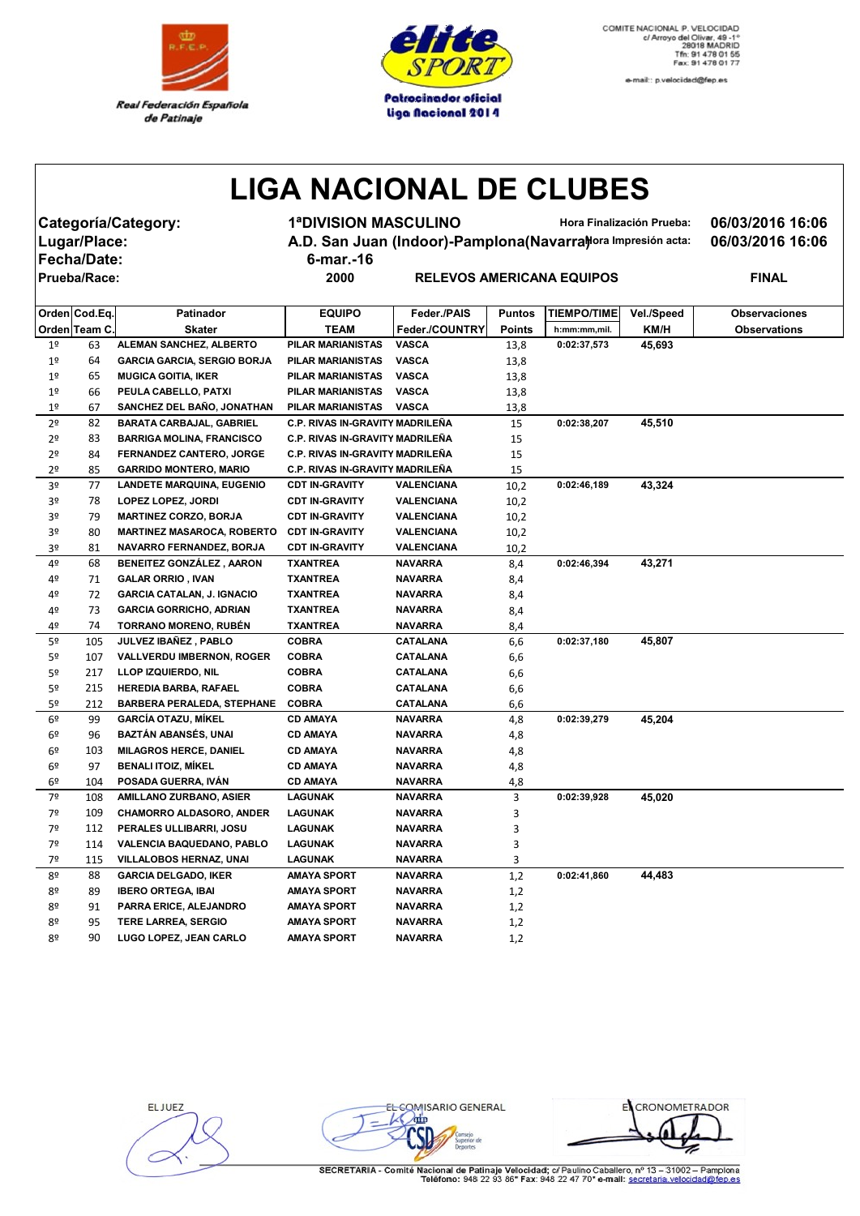Real Federación Española de Patinaje

Patrocinador oficial Liga Nacional 2014

COMITE NACIONAL P. VELOCIDAD
c/ Arroyo del Olivar, 49 -1º
28018 MADRID
Tfn: 91 478 01 55
Fax: 91 478 01 77
e-mail:: p.velocidad@fep.es

# LIGA NACIONAL DE CLUBES

**Categoría/Category:** 1ªDIVISION MASCULINO
**Lugar/Place:** A.D. San Juan (Indoor)-Pamplona(Navarra)
**Fecha/Date:** 6-mar.-16
**Prueba/Race:** 2000 RELEVOS AMERICANA EQUIPOS — FINAL

**Hora Finalización Prueba:** 06/03/2016 16:06
**Hora Impresión acta:** 06/03/2016 16:06

| Orden<br>Orden | Cod.Eq.<br>Team C. | Patinador<br>Skater | EQUIPO<br>TEAM | Feder./PAIS<br>Feder./COUNTRY | Puntos<br>Points | TIEMPO/TIME<br>h:mm:mm,mil. | Vel./Speed<br>KM/H | Observaciones<br>Observations |
|---|---|---|---|---|---|---|---|---|
| 1º | 63 | ALEMAN SANCHEZ, ALBERTO | PILAR MARIANISTAS | VASCA | 13,8 | 0:02:37,573 | 45,693 | |
| 1º | 64 | GARCIA GARCIA, SERGIO BORJA | PILAR MARIANISTAS | VASCA | 13,8 | | | |
| 1º | 65 | MUGICA GOITIA, IKER | PILAR MARIANISTAS | VASCA | 13,8 | | | |
| 1º | 66 | PEULA CABELLO, PATXI | PILAR MARIANISTAS | VASCA | 13,8 | | | |
| 1º | 67 | SANCHEZ DEL BAÑO, JONATHAN | PILAR MARIANISTAS | VASCA | 13,8 | | | |
| 2º | 82 | BARATA CARBAJAL, GABRIEL | C.P. RIVAS IN-GRAVITY | MADRILEÑA | 15 | 0:02:38,207 | 45,510 | |
| 2º | 83 | BARRIGA MOLINA, FRANCISCO | C.P. RIVAS IN-GRAVITY | MADRILEÑA | 15 | | | |
| 2º | 84 | FERNANDEZ CANTERO, JORGE | C.P. RIVAS IN-GRAVITY | MADRILEÑA | 15 | | | |
| 2º | 85 | GARRIDO MONTERO, MARIO | C.P. RIVAS IN-GRAVITY | MADRILEÑA | 15 | | | |
| 3º | 77 | LANDETE MARQUINA, EUGENIO | CDT IN-GRAVITY | VALENCIANA | 10,2 | 0:02:46,189 | 43,324 | |
| 3º | 78 | LOPEZ LOPEZ, JORDI | CDT IN-GRAVITY | VALENCIANA | 10,2 | | | |
| 3º | 79 | MARTINEZ CORZO, BORJA | CDT IN-GRAVITY | VALENCIANA | 10,2 | | | |
| 3º | 80 | MARTINEZ MASAROCA, ROBERTO | CDT IN-GRAVITY | VALENCIANA | 10,2 | | | |
| 3º | 81 | NAVARRO FERNANDEZ, BORJA | CDT IN-GRAVITY | VALENCIANA | 10,2 | | | |
| 4º | 68 | BENEITEZ GONZÁLEZ , AARON | TXANTREA | NAVARRA | 8,4 | 0:02:46,394 | 43,271 | |
| 4º | 71 | GALAR ORRIO , IVAN | TXANTREA | NAVARRA | 8,4 | | | |
| 4º | 72 | GARCIA CATALAN, J. IGNACIO | TXANTREA | NAVARRA | 8,4 | | | |
| 4º | 73 | GARCIA GORRICHO, ADRIAN | TXANTREA | NAVARRA | 8,4 | | | |
| 4º | 74 | TORRANO MORENO, RUBÉN | TXANTREA | NAVARRA | 8,4 | | | |
| 5º | 105 | JULVEZ IBAÑEZ , PABLO | COBRA | CATALANA | 6,6 | 0:02:37,180 | 45,807 | |
| 5º | 107 | VALLVERDU IMBERNON, ROGER | COBRA | CATALANA | 6,6 | | | |
| 5º | 217 | LLOP IZQUIERDO, NIL | COBRA | CATALANA | 6,6 | | | |
| 5º | 215 | HEREDIA BARBA, RAFAEL | COBRA | CATALANA | 6,6 | | | |
| 5º | 212 | BARBERA PERALEDA, STEPHANE | COBRA | CATALANA | 6,6 | | | |
| 6º | 99 | GARCÍA OTAZU, MÍKEL | CD AMAYA | NAVARRA | 4,8 | 0:02:39,279 | 45,204 | |
| 6º | 96 | BAZTÁN ABANSÉS, UNAI | CD AMAYA | NAVARRA | 4,8 | | | |
| 6º | 103 | MILAGROS HERCE, DANIEL | CD AMAYA | NAVARRA | 4,8 | | | |
| 6º | 97 | BENALI ITOIZ, MÍKEL | CD AMAYA | NAVARRA | 4,8 | | | |
| 6º | 104 | POSADA GUERRA, IVÁN | CD AMAYA | NAVARRA | 4,8 | | | |
| 7º | 108 | AMILLANO ZURBANO, ASIER | LAGUNAK | NAVARRA | 3 | 0:02:39,928 | 45,020 | |
| 7º | 109 | CHAMORRO ALDASORO, ANDER | LAGUNAK | NAVARRA | 3 | | | |
| 7º | 112 | PERALES ULLIBARRI, JOSU | LAGUNAK | NAVARRA | 3 | | | |
| 7º | 114 | VALENCIA BAQUEDANO, PABLO | LAGUNAK | NAVARRA | 3 | | | |
| 7º | 115 | VILLALOBOS HERNAZ, UNAI | LAGUNAK | NAVARRA | 3 | | | |
| 8º | 88 | GARCIA DELGADO, IKER | AMAYA SPORT | NAVARRA | 1,2 | 0:02:41,860 | 44,483 | |
| 8º | 89 | IBERO ORTEGA, IBAI | AMAYA SPORT | NAVARRA | 1,2 | | | |
| 8º | 91 | PARRA ERICE, ALEJANDRO | AMAYA SPORT | NAVARRA | 1,2 | | | |
| 8º | 95 | TERE LARREA, SERGIO | AMAYA SPORT | NAVARRA | 1,2 | | | |
| 8º | 90 | LUGO LOPEZ, JEAN CARLO | AMAYA SPORT | NAVARRA | 1,2 | | | |

EL JUEZ — EL COMISARIO GENERAL — EL CRONOMETRADOR

SECRETARIA - Comité Nacional de Patinaje Velocidad; c/ Paulino Caballero, nº 13 – 31002 – Pamplona
Teléfono: 948 22 93 86* Fax: 948 22 47 70* e-mail: secretaria.velocidad@fep.es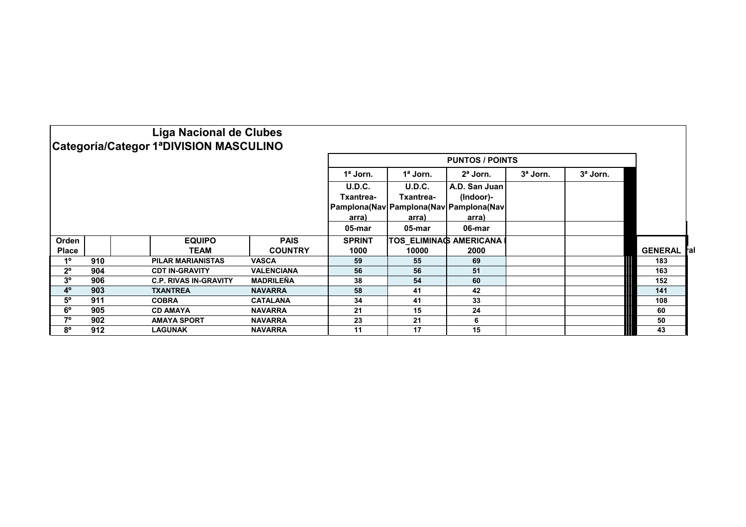## Liga Nacional de Clubes

## Categoría/Categor 1ªDIVISION MASCULINO

| Orden Place | | | EQUIPO TEAM | PAIS COUNTRY | PUNTOS / POINTS | | | | | | GENERAL |
|---|---|---|---|---|---|---|---|---|---|---|---|
| | | | | | 1ª Jorn. | 1ª Jorn. | 2ª Jorn. | 3ª Jorn. | 3ª Jorn. | | |
| | | | | | U.D.C. Txantrea-Pamplona(Navarra) | U.D.C. Txantrea-Pamplona(Navarra) | A.D. San Juan (Indoor)-Pamplona(Navarra) | | | | |
| | | | | | 05-mar | 05-mar | 06-mar | | | | |
| | | | | | SPRINT 1000 | TOS_ELIMINAC 10000 | AMERICANA 2000 | | | | |
| 1º | 910 | | PILAR MARIANISTAS | VASCA | 59 | 55 | 69 | | | | 183 |
| 2º | 904 | | CDT IN-GRAVITY | VALENCIANA | 56 | 56 | 51 | | | | 163 |
| 3º | 906 | | C.P. RIVAS IN-GRAVITY | MADRILEÑA | 38 | 54 | 60 | | | | 152 |
| 4º | 903 | | TXANTREA | NAVARRA | 58 | 41 | 42 | | | | 141 |
| 5º | 911 | | COBRA | CATALANA | 34 | 41 | 33 | | | | 108 |
| 6º | 905 | | CD AMAYA | NAVARRA | 21 | 15 | 24 | | | | 60 |
| 7º | 902 | | AMAYA SPORT | NAVARRA | 23 | 21 | 6 | | | | 50 |
| 8º | 912 | | LAGUNAK | NAVARRA | 11 | 17 | 15 | | | | 43 |